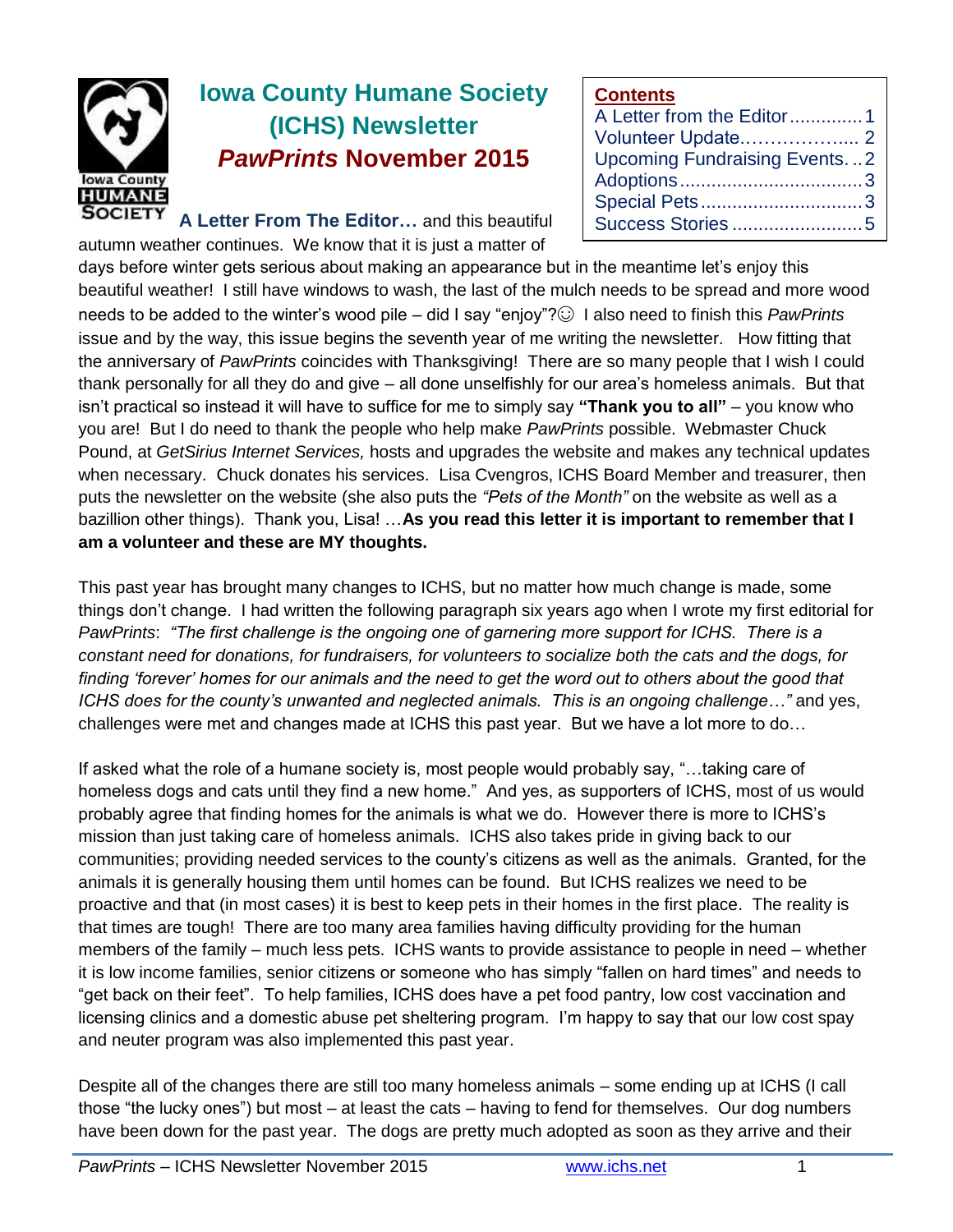# Iowa County Humane Society (ICHS) Newsletter *PawPrints* November 2015

| Contents | |
|---|---|
| A Letter from the Editor | 1 |
| Volunteer Update | 2 |
| Upcoming Fundraising Events | 2 |
| Adoptions | 3 |
| Special Pets | 3 |
| Success Stories | 5 |

**A Letter From The Editor…** and this beautiful autumn weather continues. We know that it is just a matter of days before winter gets serious about making an appearance but in the meantime let's enjoy this beautiful weather! I still have windows to wash, the last of the mulch needs to be spread and more wood needs to be added to the winter's wood pile – did I say "enjoy"?☺ I also need to finish this *PawPrints* issue and by the way, this issue begins the seventh year of me writing the newsletter. How fitting that the anniversary of *PawPrints* coincides with Thanksgiving! There are so many people that I wish I could thank personally for all they do and give – all done unselfishly for our area's homeless animals. But that isn't practical so instead it will have to suffice for me to simply say **"Thank you to all"** – you know who you are! But I do need to thank the people who help make *PawPrints* possible. Webmaster Chuck Pound, at *GetSirius Internet Services,* hosts and upgrades the website and makes any technical updates when necessary. Chuck donates his services. Lisa Cvengros, ICHS Board Member and treasurer, then puts the newsletter on the website (she also puts the *"Pets of the Month"* on the website as well as a bazillion other things). Thank you, Lisa! …**As you read this letter it is important to remember that I am a volunteer and these are MY thoughts.**

This past year has brought many changes to ICHS, but no matter how much change is made, some things don't change. I had written the following paragraph six years ago when I wrote my first editorial for *PawPrints*: *"The first challenge is the ongoing one of garnering more support for ICHS. There is a constant need for donations, for fundraisers, for volunteers to socialize both the cats and the dogs, for finding 'forever' homes for our animals and the need to get the word out to others about the good that ICHS does for the county's unwanted and neglected animals. This is an ongoing challenge…"* and yes, challenges were met and changes made at ICHS this past year. But we have a lot more to do…

If asked what the role of a humane society is, most people would probably say, "…taking care of homeless dogs and cats until they find a new home." And yes, as supporters of ICHS, most of us would probably agree that finding homes for the animals is what we do. However there is more to ICHS's mission than just taking care of homeless animals. ICHS also takes pride in giving back to our communities; providing needed services to the county's citizens as well as the animals. Granted, for the animals it is generally housing them until homes can be found. But ICHS realizes we need to be proactive and that (in most cases) it is best to keep pets in their homes in the first place. The reality is that times are tough! There are too many area families having difficulty providing for the human members of the family – much less pets. ICHS wants to provide assistance to people in need – whether it is low income families, senior citizens or someone who has simply "fallen on hard times" and needs to "get back on their feet". To help families, ICHS does have a pet food pantry, low cost vaccination and licensing clinics and a domestic abuse pet sheltering program. I'm happy to say that our low cost spay and neuter program was also implemented this past year.

Despite all of the changes there are still too many homeless animals – some ending up at ICHS (I call those "the lucky ones") but most – at least the cats – having to fend for themselves. Our dog numbers have been down for the past year. The dogs are pretty much adopted as soon as they arrive and their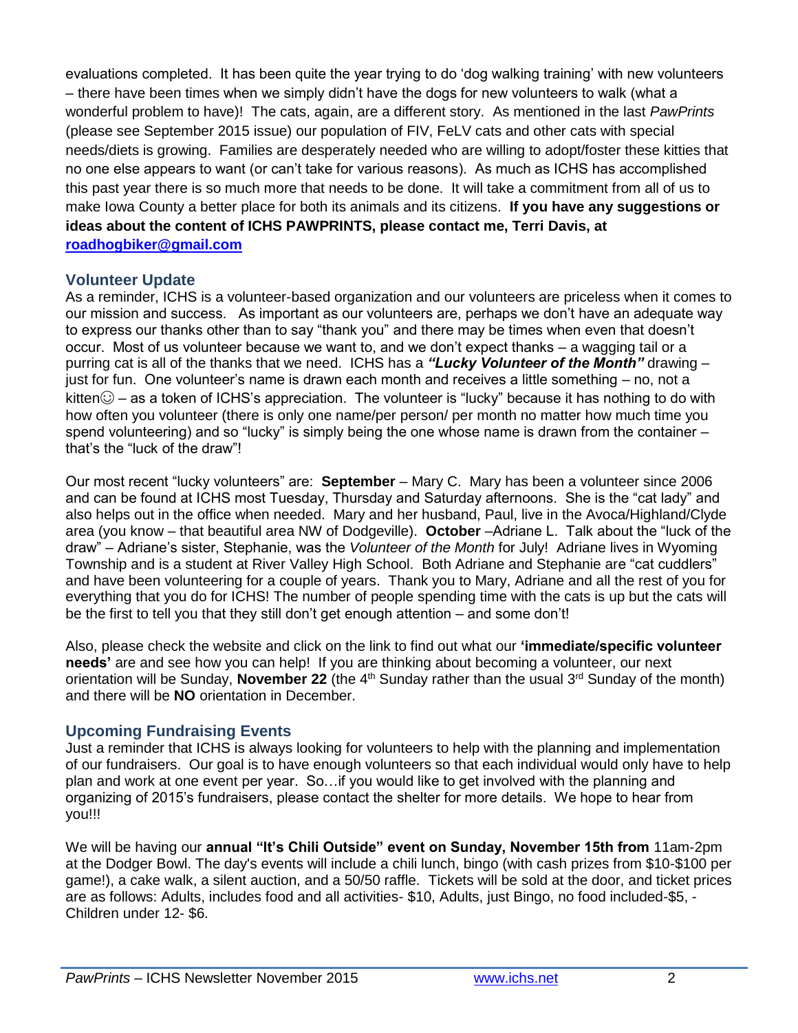evaluations completed. It has been quite the year trying to do 'dog walking training' with new volunteers – there have been times when we simply didn't have the dogs for new volunteers to walk (what a wonderful problem to have)! The cats, again, are a different story. As mentioned in the last *PawPrints* (please see September 2015 issue) our population of FIV, FeLV cats and other cats with special needs/diets is growing. Families are desperately needed who are willing to adopt/foster these kitties that no one else appears to want (or can't take for various reasons). As much as ICHS has accomplished this past year there is so much more that needs to be done. It will take a commitment from all of us to make Iowa County a better place for both its animals and its citizens. **If you have any suggestions or ideas about the content of ICHS PAWPRINTS, please contact me, Terri Davis, at [roadhogbiker@gmail.com](mailto:roadhogbiker@gmail.com)**

### Volunteer Update

As a reminder, ICHS is a volunteer-based organization and our volunteers are priceless when it comes to our mission and success. As important as our volunteers are, perhaps we don't have an adequate way to express our thanks other than to say "thank you" and there may be times when even that doesn't occur. Most of us volunteer because we want to, and we don't expect thanks – a wagging tail or a purring cat is all of the thanks that we need. ICHS has a ***"Lucky Volunteer of the Month"*** drawing – just for fun. One volunteer's name is drawn each month and receives a little something – no, not a kitten☺ – as a token of ICHS's appreciation. The volunteer is "lucky" because it has nothing to do with how often you volunteer (there is only one name/per person/ per month no matter how much time you spend volunteering) and so "lucky" is simply being the one whose name is drawn from the container – that's the "luck of the draw"!

Our most recent "lucky volunteers" are: **September** – Mary C. Mary has been a volunteer since 2006 and can be found at ICHS most Tuesday, Thursday and Saturday afternoons. She is the "cat lady" and also helps out in the office when needed. Mary and her husband, Paul, live in the Avoca/Highland/Clyde area (you know – that beautiful area NW of Dodgeville). **October** –Adriane L. Talk about the "luck of the draw" – Adriane's sister, Stephanie, was the *Volunteer of the Month* for July! Adriane lives in Wyoming Township and is a student at River Valley High School. Both Adriane and Stephanie are "cat cuddlers" and have been volunteering for a couple of years. Thank you to Mary, Adriane and all the rest of you for everything that you do for ICHS! The number of people spending time with the cats is up but the cats will be the first to tell you that they still don't get enough attention – and some don't!

Also, please check the website and click on the link to find out what our **'immediate/specific volunteer needs'** are and see how you can help! If you are thinking about becoming a volunteer, our next orientation will be Sunday, **November 22** (the 4th Sunday rather than the usual 3rd Sunday of the month) and there will be **NO** orientation in December.

### Upcoming Fundraising Events

Just a reminder that ICHS is always looking for volunteers to help with the planning and implementation of our fundraisers. Our goal is to have enough volunteers so that each individual would only have to help plan and work at one event per year. So…if you would like to get involved with the planning and organizing of 2015's fundraisers, please contact the shelter for more details. We hope to hear from you!!!

We will be having our **annual "It's Chili Outside" event on Sunday, November 15th from** 11am-2pm at the Dodger Bowl. The day's events will include a chili lunch, bingo (with cash prizes from $10-$100 per game!), a cake walk, a silent auction, and a 50/50 raffle. Tickets will be sold at the door, and ticket prices are as follows: Adults, includes food and all activities- $10, Adults, just Bingo, no food included-$5, -Children under 12- $6.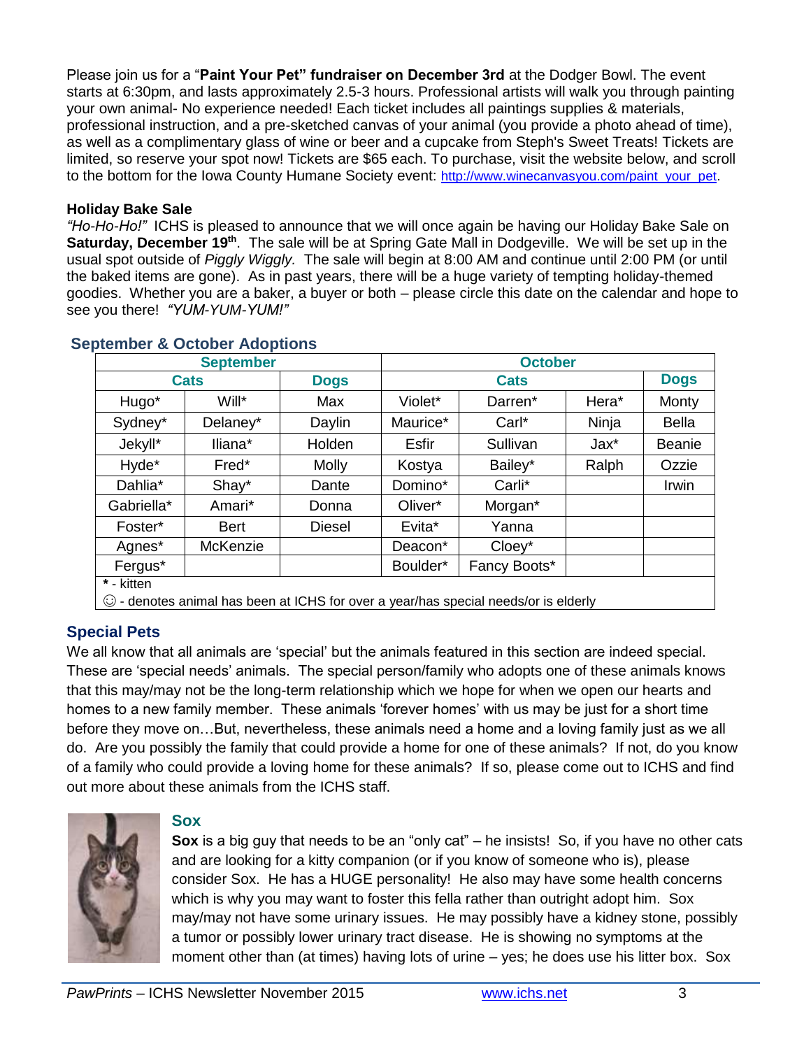Please join us for a "**Paint Your Pet" fundraiser on December 3rd** at the Dodger Bowl. The event starts at 6:30pm, and lasts approximately 2.5-3 hours. Professional artists will walk you through painting your own animal- No experience needed! Each ticket includes all paintings supplies & materials, professional instruction, and a pre-sketched canvas of your animal (you provide a photo ahead of time), as well as a complimentary glass of wine or beer and a cupcake from Steph's Sweet Treats! Tickets are limited, so reserve your spot now! Tickets are $65 each. To purchase, visit the website below, and scroll to the bottom for the Iowa County Humane Society event: http://www.winecanvasyou.com/paint_your_pet.

**Holiday Bake Sale**

*"Ho-Ho-Ho!"* ICHS is pleased to announce that we will once again be having our Holiday Bake Sale on **Saturday, December 19th**. The sale will be at Spring Gate Mall in Dodgeville. We will be set up in the usual spot outside of *Piggly Wiggly.* The sale will begin at 8:00 AM and continue until 2:00 PM (or until the baked items are gone). As in past years, there will be a huge variety of tempting holiday-themed goodies. Whether you are a baker, a buyer or both – please circle this date on the calendar and hope to see you there! *"YUM-YUM-YUM!"*

## September & October Adoptions

| September | | | October | | | |
|---|---|---|---|---|---|---|
| Cats | | Dogs | Cats | | | Dogs |
| Hugo* | Will* | Max | Violet* | Darren* | Hera* | Monty |
| Sydney* | Delaney* | Daylin | Maurice* | Carl* | Ninja | Bella |
| Jekyll* | Iliana* | Holden | Esfir | Sullivan | Jax* | Beanie |
| Hyde* | Fred* | Molly | Kostya | Bailey* | Ralph | Ozzie |
| Dahlia* | Shay* | Dante | Domino* | Carli* | | Irwin |
| Gabriella* | Amari* | Donna | Oliver* | Morgan* | | |
| Foster* | Bert | Diesel | Evita* | Yanna | | |
| Agnes* | McKenzie | | Deacon* | Cloey* | | |
| Fergus* | | | Boulder* | Fancy Boots* | | |

**\*** - kitten

☺ - denotes animal has been at ICHS for over a year/has special needs/or is elderly

## Special Pets

We all know that all animals are 'special' but the animals featured in this section are indeed special. These are 'special needs' animals. The special person/family who adopts one of these animals knows that this may/may not be the long-term relationship which we hope for when we open our hearts and homes to a new family member. These animals 'forever homes' with us may be just for a short time before they move on…But, nevertheless, these animals need a home and a loving family just as we all do. Are you possibly the family that could provide a home for one of these animals? If not, do you know of a family who could provide a loving home for these animals? If so, please come out to ICHS and find out more about these animals from the ICHS staff.

### Sox

**Sox** is a big guy that needs to be an "only cat" – he insists! So, if you have no other cats and are looking for a kitty companion (or if you know of someone who is), please consider Sox. He has a HUGE personality! He also may have some health concerns which is why you may want to foster this fella rather than outright adopt him. Sox may/may not have some urinary issues. He may possibly have a kidney stone, possibly a tumor or possibly lower urinary tract disease. He is showing no symptoms at the moment other than (at times) having lots of urine – yes; he does use his litter box. Sox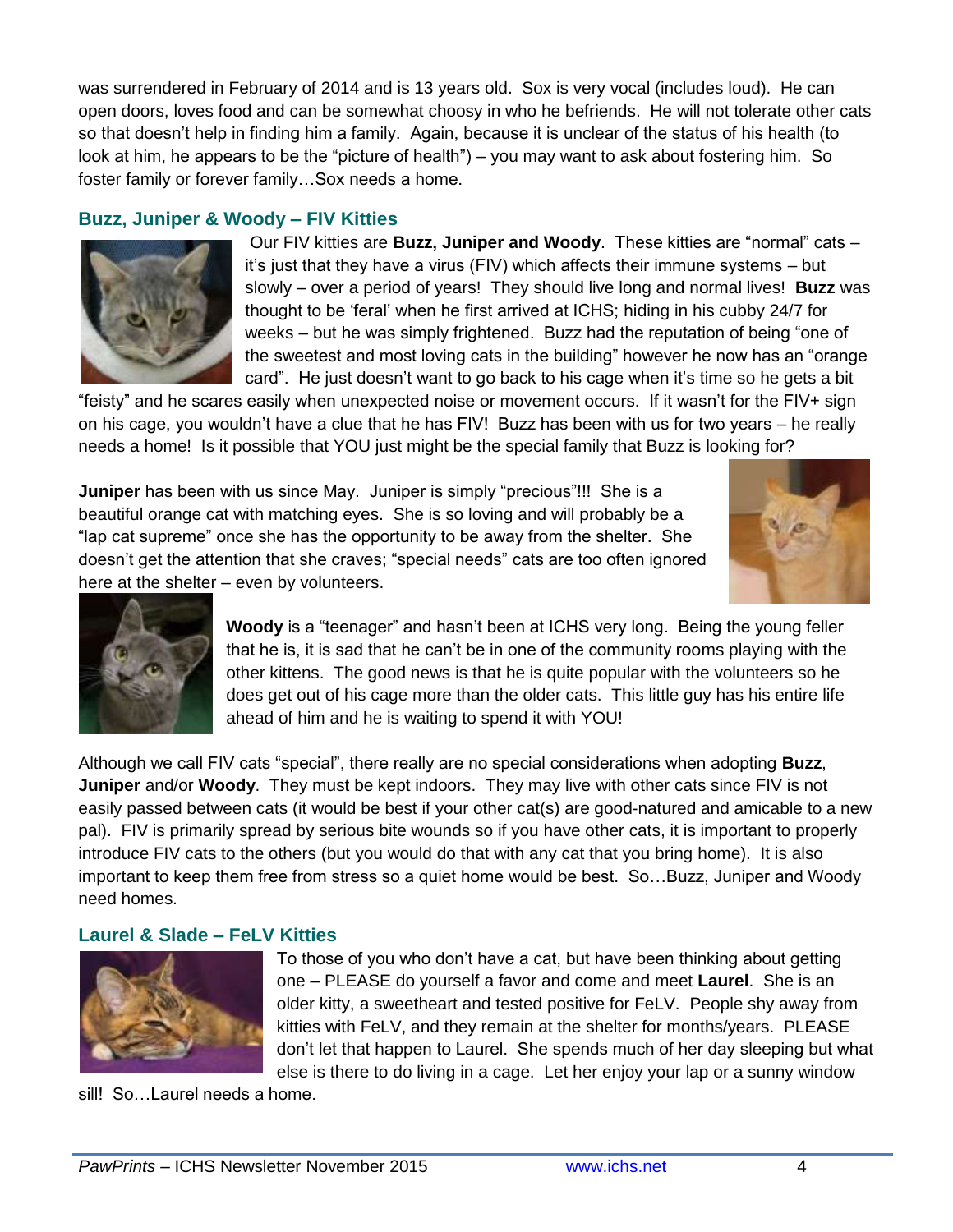was surrendered in February of 2014 and is 13 years old. Sox is very vocal (includes loud). He can open doors, loves food and can be somewhat choosy in who he befriends. He will not tolerate other cats so that doesn't help in finding him a family. Again, because it is unclear of the status of his health (to look at him, he appears to be the "picture of health") – you may want to ask about fostering him. So foster family or forever family…Sox needs a home.

### Buzz, Juniper & Woody – FIV Kitties

Our FIV kitties are **Buzz, Juniper and Woody**. These kitties are "normal" cats – it's just that they have a virus (FIV) which affects their immune systems – but slowly – over a period of years! They should live long and normal lives! **Buzz** was thought to be 'feral' when he first arrived at ICHS; hiding in his cubby 24/7 for weeks – but he was simply frightened. Buzz had the reputation of being "one of the sweetest and most loving cats in the building" however he now has an "orange card". He just doesn't want to go back to his cage when it's time so he gets a bit "feisty" and he scares easily when unexpected noise or movement occurs. If it wasn't for the FIV+ sign on his cage, you wouldn't have a clue that he has FIV! Buzz has been with us for two years – he really needs a home! Is it possible that YOU just might be the special family that Buzz is looking for?

**Juniper** has been with us since May. Juniper is simply "precious"!!! She is a beautiful orange cat with matching eyes. She is so loving and will probably be a "lap cat supreme" once she has the opportunity to be away from the shelter. She doesn't get the attention that she craves; "special needs" cats are too often ignored here at the shelter – even by volunteers.

**Woody** is a "teenager" and hasn't been at ICHS very long. Being the young feller that he is, it is sad that he can't be in one of the community rooms playing with the other kittens. The good news is that he is quite popular with the volunteers so he does get out of his cage more than the older cats. This little guy has his entire life ahead of him and he is waiting to spend it with YOU!

Although we call FIV cats "special", there really are no special considerations when adopting **Buzz**, **Juniper** and/or **Woody**. They must be kept indoors. They may live with other cats since FIV is not easily passed between cats (it would be best if your other cat(s) are good-natured and amicable to a new pal). FIV is primarily spread by serious bite wounds so if you have other cats, it is important to properly introduce FIV cats to the others (but you would do that with any cat that you bring home). It is also important to keep them free from stress so a quiet home would be best. So…Buzz, Juniper and Woody need homes.

### Laurel & Slade – FeLV Kitties

To those of you who don't have a cat, but have been thinking about getting one – PLEASE do yourself a favor and come and meet **Laurel**. She is an older kitty, a sweetheart and tested positive for FeLV. People shy away from kitties with FeLV, and they remain at the shelter for months/years. PLEASE don't let that happen to Laurel. She spends much of her day sleeping but what else is there to do living in a cage. Let her enjoy your lap or a sunny window sill! So…Laurel needs a home.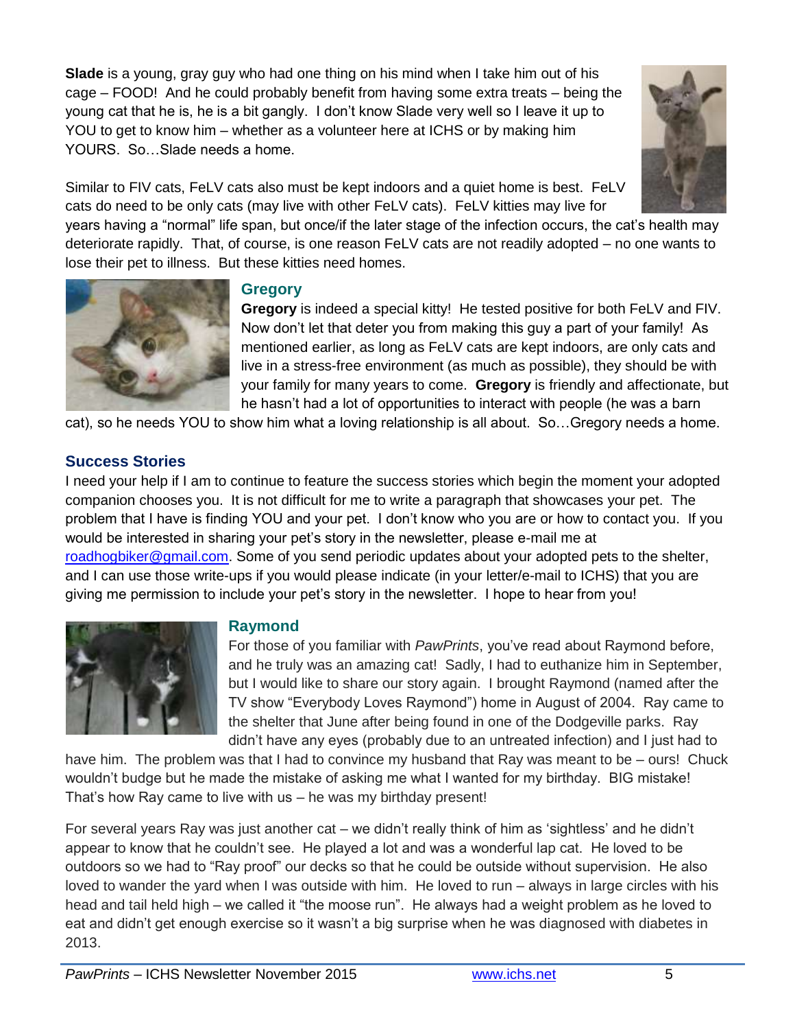**Slade** is a young, gray guy who had one thing on his mind when I take him out of his cage – FOOD! And he could probably benefit from having some extra treats – being the young cat that he is, he is a bit gangly. I don't know Slade very well so I leave it up to YOU to get to know him – whether as a volunteer here at ICHS or by making him YOURS. So…Slade needs a home.

Similar to FIV cats, FeLV cats also must be kept indoors and a quiet home is best. FeLV cats do need to be only cats (may live with other FeLV cats). FeLV kitties may live for years having a "normal" life span, but once/if the later stage of the infection occurs, the cat's health may deteriorate rapidly. That, of course, is one reason FeLV cats are not readily adopted – no one wants to lose their pet to illness. But these kitties need homes.

### Gregory

**Gregory** is indeed a special kitty! He tested positive for both FeLV and FIV. Now don't let that deter you from making this guy a part of your family! As mentioned earlier, as long as FeLV cats are kept indoors, are only cats and live in a stress-free environment (as much as possible), they should be with your family for many years to come. **Gregory** is friendly and affectionate, but he hasn't had a lot of opportunities to interact with people (he was a barn cat), so he needs YOU to show him what a loving relationship is all about. So…Gregory needs a home.

## Success Stories

I need your help if I am to continue to feature the success stories which begin the moment your adopted companion chooses you. It is not difficult for me to write a paragraph that showcases your pet. The problem that I have is finding YOU and your pet. I don't know who you are or how to contact you. If you would be interested in sharing your pet's story in the newsletter, please e-mail me at roadhogbiker@gmail.com. Some of you send periodic updates about your adopted pets to the shelter, and I can use those write-ups if you would please indicate (in your letter/e-mail to ICHS) that you are giving me permission to include your pet's story in the newsletter. I hope to hear from you!

### Raymond

For those of you familiar with *PawPrints*, you've read about Raymond before, and he truly was an amazing cat! Sadly, I had to euthanize him in September, but I would like to share our story again. I brought Raymond (named after the TV show "Everybody Loves Raymond") home in August of 2004. Ray came to the shelter that June after being found in one of the Dodgeville parks. Ray didn't have any eyes (probably due to an untreated infection) and I just had to have him. The problem was that I had to convince my husband that Ray was meant to be – ours! Chuck wouldn't budge but he made the mistake of asking me what I wanted for my birthday. BIG mistake! That's how Ray came to live with us – he was my birthday present!

For several years Ray was just another cat – we didn't really think of him as 'sightless' and he didn't appear to know that he couldn't see. He played a lot and was a wonderful lap cat. He loved to be outdoors so we had to "Ray proof" our decks so that he could be outside without supervision. He also loved to wander the yard when I was outside with him. He loved to run – always in large circles with his head and tail held high – we called it "the moose run". He always had a weight problem as he loved to eat and didn't get enough exercise so it wasn't a big surprise when he was diagnosed with diabetes in 2013.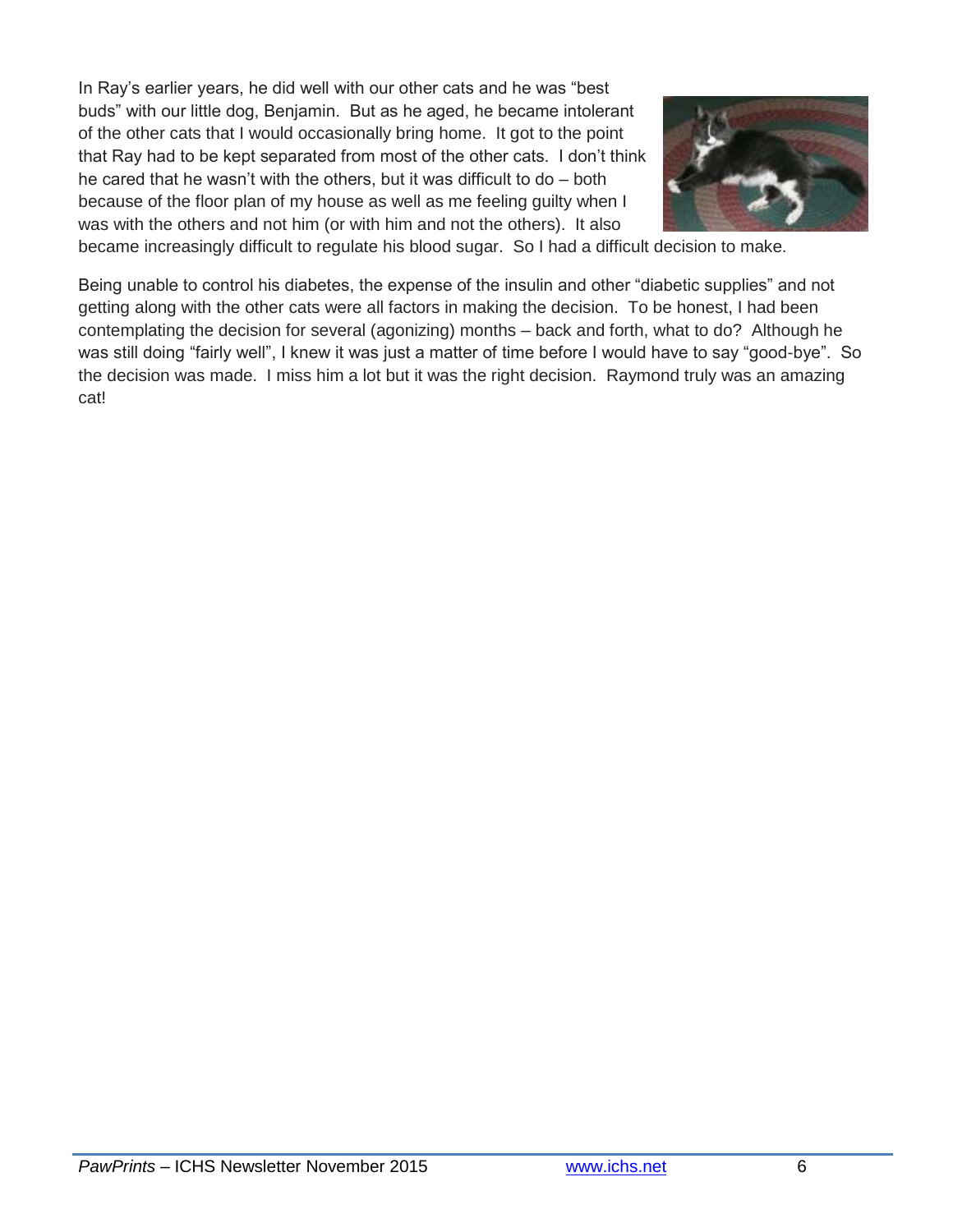In Ray's earlier years, he did well with our other cats and he was "best buds" with our little dog, Benjamin. But as he aged, he became intolerant of the other cats that I would occasionally bring home. It got to the point that Ray had to be kept separated from most of the other cats. I don't think he cared that he wasn't with the others, but it was difficult to do – both because of the floor plan of my house as well as me feeling guilty when I was with the others and not him (or with him and not the others). It also became increasingly difficult to regulate his blood sugar. So I had a difficult decision to make.

Being unable to control his diabetes, the expense of the insulin and other "diabetic supplies" and not getting along with the other cats were all factors in making the decision. To be honest, I had been contemplating the decision for several (agonizing) months – back and forth, what to do? Although he was still doing "fairly well", I knew it was just a matter of time before I would have to say "good-bye". So the decision was made. I miss him a lot but it was the right decision. Raymond truly was an amazing cat!